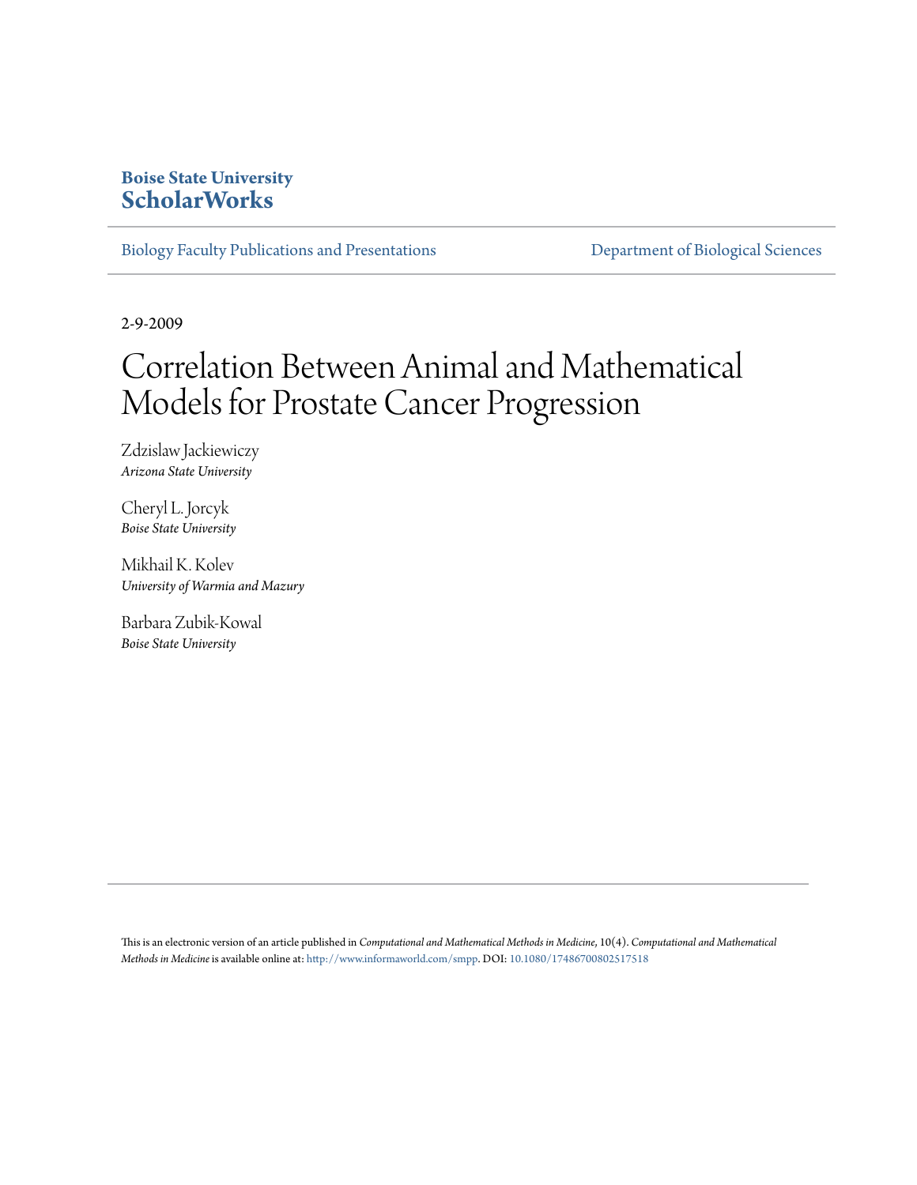**Boise State University**
**ScholarWorks**

Biology Faculty Publications and Presentations

Department of Biological Sciences

2-9-2009

# Correlation Between Animal and Mathematical Models for Prostate Cancer Progression

Zdzislaw Jackiewiczy
*Arizona State University*

Cheryl L. Jorcyk
*Boise State University*

Mikhail K. Kolev
*University of Warmia and Mazury*

Barbara Zubik-Kowal
*Boise State University*

This is an electronic version of an article published in *Computational and Mathematical Methods in Medicine*, 10(4). *Computational and Mathematical Methods in Medicine* is available online at: http://www.informaworld.com/smpp. DOI: 10.1080/17486700802517518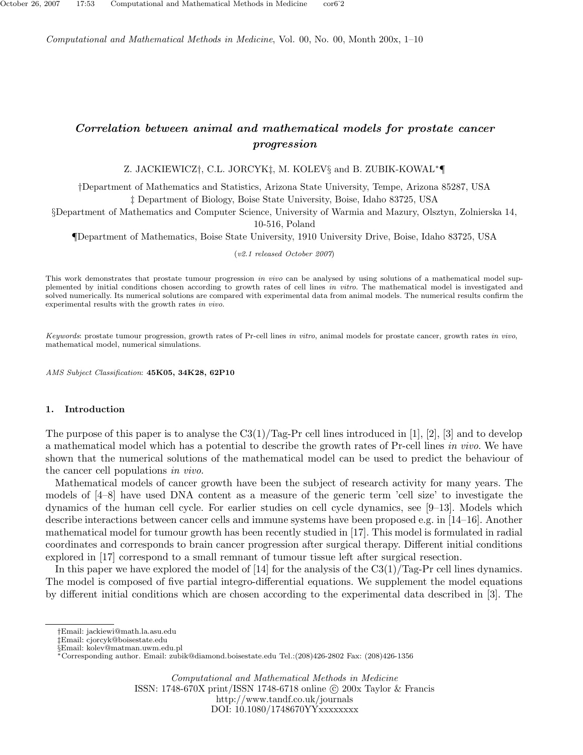*Computational and Mathematical Methods in Medicine*, Vol. 00, No. 00, Month 200x, 1–10

# *Correlation between animal and mathematical models for prostate cancer progression*

Z. JACKIEWICZ†, C.L. JORCYK‡, M. KOLEV§ and B. ZUBIK-KOWAL*¶

†Department of Mathematics and Statistics, Arizona State University, Tempe, Arizona 85287, USA

‡ Department of Biology, Boise State University, Boise, Idaho 83725, USA

§Department of Mathematics and Computer Science, University of Warmia and Mazury, Olsztyn, Zolnierska 14, 10-516, Poland

¶Department of Mathematics, Boise State University, 1910 University Drive, Boise, Idaho 83725, USA

(*v2.1 released October 2007*)

This work demonstrates that prostate tumour progression *in vivo* can be analysed by using solutions of a mathematical model supplemented by initial conditions chosen according to growth rates of cell lines *in vitro*. The mathematical model is investigated and solved numerically. Its numerical solutions are compared with experimental data from animal models. The numerical results confirm the experimental results with the growth rates *in vivo*.

*Keywords*: prostate tumour progression, growth rates of Pr-cell lines *in vitro*, animal models for prostate cancer, growth rates *in vivo*, mathematical model, numerical simulations.

*AMS Subject Classification*: **45K05, 34K28, 62P10**

## 1. Introduction

The purpose of this paper is to analyse the C3(1)/Tag-Pr cell lines introduced in [1], [2], [3] and to develop a mathematical model which has a potential to describe the growth rates of Pr-cell lines *in vivo*. We have shown that the numerical solutions of the mathematical model can be used to predict the behaviour of the cancer cell populations *in vivo*.

Mathematical models of cancer growth have been the subject of research activity for many years. The models of [4–8] have used DNA content as a measure of the generic term 'cell size' to investigate the dynamics of the human cell cycle. For earlier studies on cell cycle dynamics, see [9–13]. Models which describe interactions between cancer cells and immune systems have been proposed e.g. in [14–16]. Another mathematical model for tumour growth has been recently studied in [17]. This model is formulated in radial coordinates and corresponds to brain cancer progression after surgical therapy. Different initial conditions explored in [17] correspond to a small remnant of tumour tissue left after surgical resection.

In this paper we have explored the model of [14] for the analysis of the C3(1)/Tag-Pr cell lines dynamics. The model is composed of five partial integro-differential equations. We supplement the model equations by different initial conditions which are chosen according to the experimental data described in [3]. The

†Email: jackiewi@math.la.asu.edu
‡Email: cjorcyk@boisestate.edu
§Email: kolev@matman.uwm.edu.pl
*Corresponding author. Email: zubik@diamond.boisestate.edu Tel.:(208)426-2802 Fax: (208)426-1356

Computational and Mathematical Methods in Medicine
ISSN: 1748-670X print/ISSN 1748-6718 online © 200x Taylor & Francis
http://www.tandf.co.uk/journals
DOI: 10.1080/1748670YYxxxxxxxx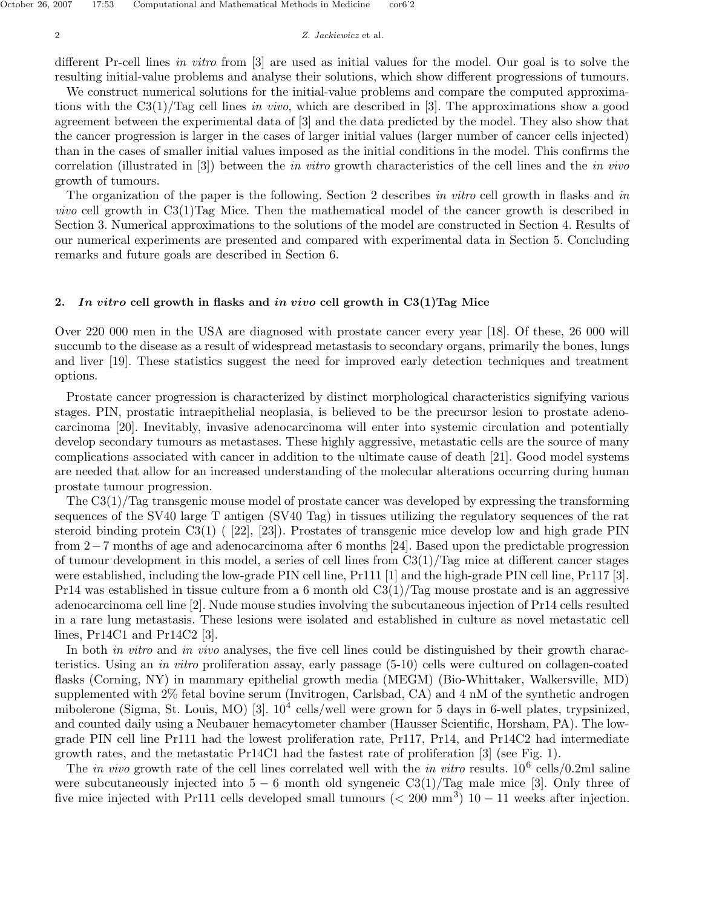different Pr-cell lines *in vitro* from [3] are used as initial values for the model. Our goal is to solve the resulting initial-value problems and analyse their solutions, which show different progressions of tumours.

We construct numerical solutions for the initial-value problems and compare the computed approximations with the C3(1)/Tag cell lines *in vivo*, which are described in [3]. The approximations show a good agreement between the experimental data of [3] and the data predicted by the model. They also show that the cancer progression is larger in the cases of larger initial values (larger number of cancer cells injected) than in the cases of smaller initial values imposed as the initial conditions in the model. This confirms the correlation (illustrated in [3]) between the *in vitro* growth characteristics of the cell lines and the *in vivo* growth of tumours.

The organization of the paper is the following. Section 2 describes *in vitro* cell growth in flasks and *in vivo* cell growth in C3(1)Tag Mice. Then the mathematical model of the cancer growth is described in Section 3. Numerical approximations to the solutions of the model are constructed in Section 4. Results of our numerical experiments are presented and compared with experimental data in Section 5. Concluding remarks and future goals are described in Section 6.

## 2. *In vitro* cell growth in flasks and *in vivo* cell growth in C3(1)Tag Mice

Over 220 000 men in the USA are diagnosed with prostate cancer every year [18]. Of these, 26 000 will succumb to the disease as a result of widespread metastasis to secondary organs, primarily the bones, lungs and liver [19]. These statistics suggest the need for improved early detection techniques and treatment options.

Prostate cancer progression is characterized by distinct morphological characteristics signifying various stages. PIN, prostatic intraepithelial neoplasia, is believed to be the precursor lesion to prostate adenocarcinoma [20]. Inevitably, invasive adenocarcinoma will enter into systemic circulation and potentially develop secondary tumours as metastases. These highly aggressive, metastatic cells are the source of many complications associated with cancer in addition to the ultimate cause of death [21]. Good model systems are needed that allow for an increased understanding of the molecular alterations occurring during human prostate tumour progression.

The C3(1)/Tag transgenic mouse model of prostate cancer was developed by expressing the transforming sequences of the SV40 large T antigen (SV40 Tag) in tissues utilizing the regulatory sequences of the rat steroid binding protein C3(1) ( [22], [23]). Prostates of transgenic mice develop low and high grade PIN from $2-7$ months of age and adenocarcinoma after 6 months [24]. Based upon the predictable progression of tumour development in this model, a series of cell lines from C3(1)/Tag mice at different cancer stages were established, including the low-grade PIN cell line, Pr111 [1] and the high-grade PIN cell line, Pr117 [3]. Pr14 was established in tissue culture from a 6 month old C3(1)/Tag mouse prostate and is an aggressive adenocarcinoma cell line [2]. Nude mouse studies involving the subcutaneous injection of Pr14 cells resulted in a rare lung metastasis. These lesions were isolated and established in culture as novel metastatic cell lines, Pr14C1 and Pr14C2 [3].

In both *in vitro* and *in vivo* analyses, the five cell lines could be distinguished by their growth characteristics. Using an *in vitro* proliferation assay, early passage (5-10) cells were cultured on collagen-coated flasks (Corning, NY) in mammary epithelial growth media (MEGM) (Bio-Whittaker, Walkersville, MD) supplemented with 2% fetal bovine serum (Invitrogen, Carlsbad, CA) and 4 nM of the synthetic androgen mibolerone (Sigma, St. Louis, MO) [3]. $10^4$ cells/well were grown for 5 days in 6-well plates, trypsinized, and counted daily using a Neubauer hemacytometer chamber (Hausser Scientific, Horsham, PA). The low-grade PIN cell line Pr111 had the lowest proliferation rate, Pr117, Pr14, and Pr14C2 had intermediate growth rates, and the metastatic Pr14C1 had the fastest rate of proliferation [3] (see Fig. 1).

The *in vivo* growth rate of the cell lines correlated well with the *in vitro* results. $10^6$ cells/0.2ml saline were subcutaneously injected into $5-6$ month old syngeneic C3(1)/Tag male mice [3]. Only three of five mice injected with Pr111 cells developed small tumours ($< 200$ mm$^3$) $10-11$ weeks after injection.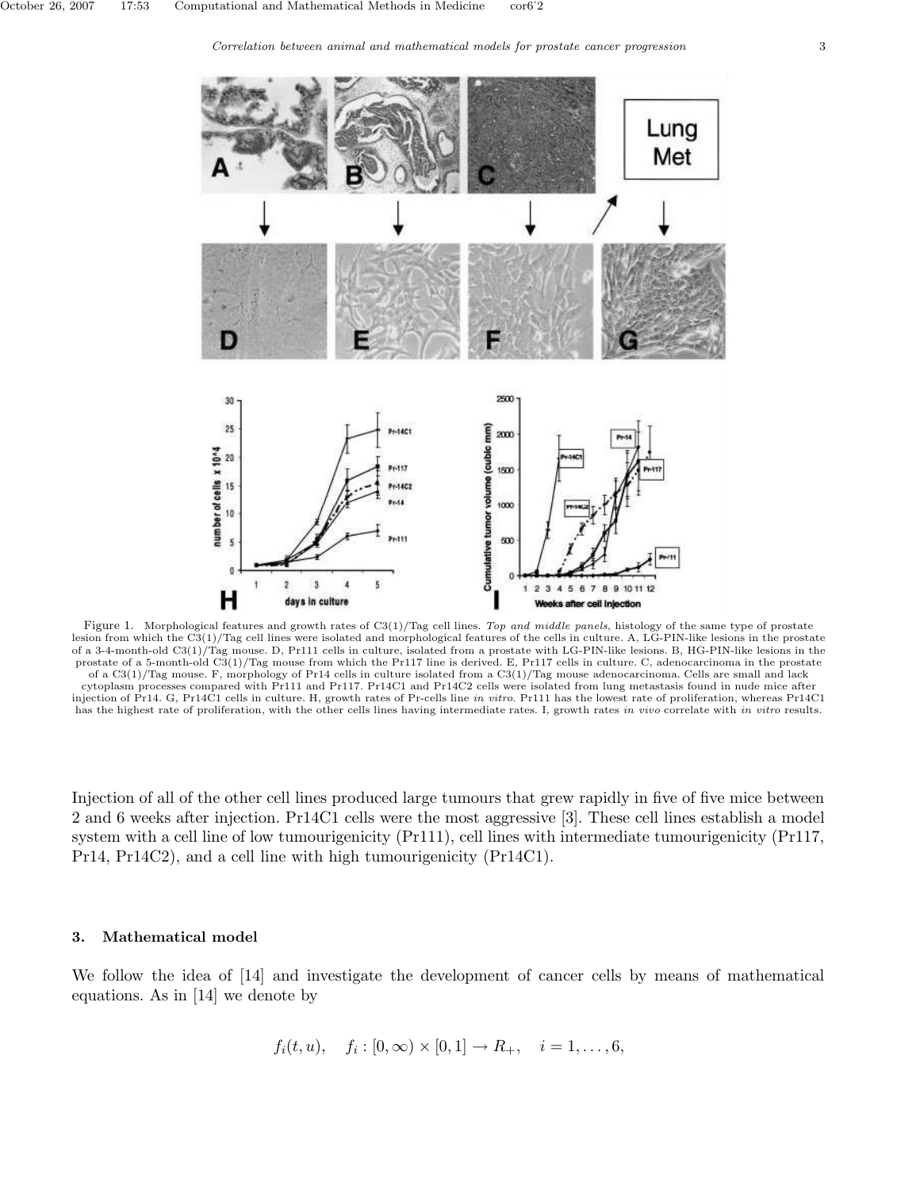Figure 1. Morphological features and growth rates of C3(1)/Tag cell lines. *Top and middle panels*, histology of the same type of prostate lesion from which the C3(1)/Tag cell lines were isolated and morphological features of the cells in culture. A, LG-PIN-like lesions in the prostate of a 3-4-month-old C3(1)/Tag mouse. D, Pr111 cells in culture, isolated from a prostate with LG-PIN-like lesions. B, HG-PIN-like lesions in the prostate of a 5-month-old C3(1)/Tag mouse from which the Pr117 line is derived. E, Pr117 cells in culture. C, adenocarcinoma in the prostate of a C3(1)/Tag mouse. F, morphology of Pr14 cells in culture isolated from a C3(1)/Tag mouse adenocarcinoma. Cells are small and lack cytoplasm processes compared with Pr111 and Pr117. Pr14C1 and Pr14C2 cells were isolated from lung metastasis found in nude mice after injection of Pr14. G, Pr14C1 cells in culture. H, growth rates of Pr-cells line *in vitro*. Pr111 has the lowest rate of proliferation, whereas Pr14C1 has the highest rate of proliferation, with the other cells lines having intermediate rates. I, growth rates *in vivo* correlate with *in vitro* results.

Injection of all of the other cell lines produced large tumours that grew rapidly in five of five mice between 2 and 6 weeks after injection. Pr14C1 cells were the most aggressive [3]. These cell lines establish a model system with a cell line of low tumourigenicity (Pr111), cell lines with intermediate tumourigenicity (Pr117, Pr14, Pr14C2), and a cell line with high tumourigenicity (Pr14C1).

## 3. Mathematical model

We follow the idea of [14] and investigate the development of cancer cells by means of mathematical equations. As in [14] we denote by

$$f_i(t, u), \quad f_i : [0, \infty) \times [0, 1] \to R_+, \quad i = 1, \ldots, 6,$$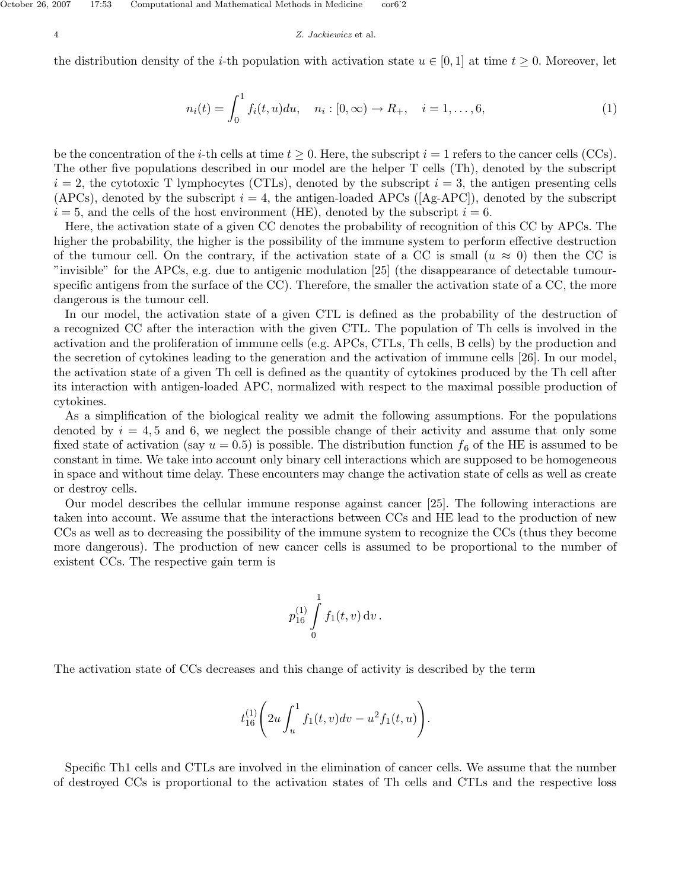the distribution density of the $i$-th population with activation state $u \in [0,1]$ at time $t \geq 0$. Moreover, let

$$n_i(t) = \int_0^1 f_i(t,u)du, \quad n_i : [0,\infty) \to R_+, \quad i = 1,\ldots,6, \tag{1}$$

be the concentration of the $i$-th cells at time $t \geq 0$. Here, the subscript $i = 1$ refers to the cancer cells (CCs). The other five populations described in our model are the helper T cells (Th), denoted by the subscript $i = 2$, the cytotoxic T lymphocytes (CTLs), denoted by the subscript $i = 3$, the antigen presenting cells (APCs), denoted by the subscript $i = 4$, the antigen-loaded APCs ([Ag-APC]), denoted by the subscript $i = 5$, and the cells of the host environment (HE), denoted by the subscript $i = 6$.

Here, the activation state of a given CC denotes the probability of recognition of this CC by APCs. The higher the probability, the higher is the possibility of the immune system to perform effective destruction of the tumour cell. On the contrary, if the activation state of a CC is small ($u \approx 0$) then the CC is "invisible" for the APCs, e.g. due to antigenic modulation [25] (the disappearance of detectable tumour-specific antigens from the surface of the CC). Therefore, the smaller the activation state of a CC, the more dangerous is the tumour cell.

In our model, the activation state of a given CTL is defined as the probability of the destruction of a recognized CC after the interaction with the given CTL. The population of Th cells is involved in the activation and the proliferation of immune cells (e.g. APCs, CTLs, Th cells, B cells) by the production and the secretion of cytokines leading to the generation and the activation of immune cells [26]. In our model, the activation state of a given Th cell is defined as the quantity of cytokines produced by the Th cell after its interaction with antigen-loaded APC, normalized with respect to the maximal possible production of cytokines.

As a simplification of the biological reality we admit the following assumptions. For the populations denoted by $i = 4, 5$ and 6, we neglect the possible change of their activity and assume that only some fixed state of activation (say $u = 0.5$) is possible. The distribution function $f_6$ of the HE is assumed to be constant in time. We take into account only binary cell interactions which are supposed to be homogeneous in space and without time delay. These encounters may change the activation state of cells as well as create or destroy cells.

Our model describes the cellular immune response against cancer [25]. The following interactions are taken into account. We assume that the interactions between CCs and HE lead to the production of new CCs as well as to decreasing the possibility of the immune system to recognize the CCs (thus they become more dangerous). The production of new cancer cells is assumed to be proportional to the number of existent CCs. The respective gain term is

$$p_{16}^{(1)} \int_0^1 f_1(t,v)\, \mathrm{d}v\,.$$

The activation state of CCs decreases and this change of activity is described by the term

$$t_{16}^{(1)} \left( 2u \int_u^1 f_1(t,v)dv - u^2 f_1(t,u) \right).$$

Specific Th1 cells and CTLs are involved in the elimination of cancer cells. We assume that the number of destroyed CCs is proportional to the activation states of Th cells and CTLs and the respective loss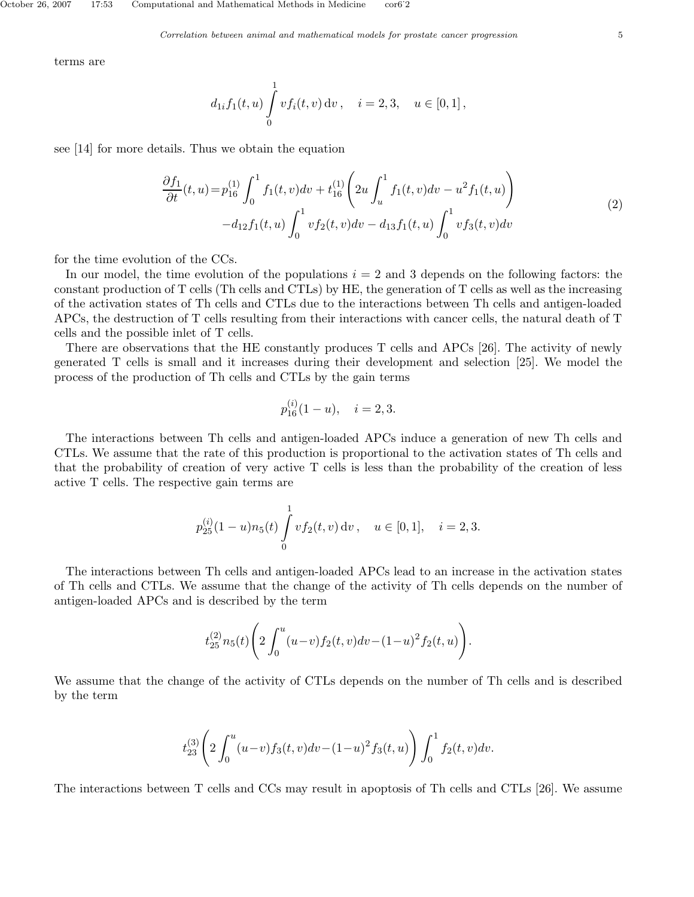terms are

$$d_{1i} f_1(t,u) \int_0^1 v f_i(t,v)\,\mathrm{d}v\,, \quad i=2,3, \quad u \in [0,1]\,,$$

see [14] for more details. Thus we obtain the equation

$$\begin{aligned}\frac{\partial f_1}{\partial t}(t,u) = & p_{16}^{(1)} \int_0^1 f_1(t,v)dv + t_{16}^{(1)} \left( 2u \int_u^1 f_1(t,v)dv - u^2 f_1(t,u) \right) \\ & - d_{12} f_1(t,u) \int_0^1 v f_2(t,v)dv - d_{13} f_1(t,u) \int_0^1 v f_3(t,v)dv \end{aligned} \tag{2}$$

for the time evolution of the CCs.

In our model, the time evolution of the populations $i = 2$ and 3 depends on the following factors: the constant production of T cells (Th cells and CTLs) by HE, the generation of T cells as well as the increasing of the activation states of Th cells and CTLs due to the interactions between Th cells and antigen-loaded APCs, the destruction of T cells resulting from their interactions with cancer cells, the natural death of T cells and the possible inlet of T cells.

There are observations that the HE constantly produces T cells and APCs [26]. The activity of newly generated T cells is small and it increases during their development and selection [25]. We model the process of the production of Th cells and CTLs by the gain terms

$$p_{16}^{(i)}(1-u), \quad i=2,3.$$

The interactions between Th cells and antigen-loaded APCs induce a generation of new Th cells and CTLs. We assume that the rate of this production is proportional to the activation states of Th cells and that the probability of creation of very active T cells is less than the probability of the creation of less active T cells. The respective gain terms are

$$p_{25}^{(i)}(1-u) n_5(t) \int_0^1 v f_2(t,v)\,\mathrm{d}v\,, \quad u \in [0,1], \quad i=2,3.$$

The interactions between Th cells and antigen-loaded APCs lead to an increase in the activation states of Th cells and CTLs. We assume that the change of the activity of Th cells depends on the number of antigen-loaded APCs and is described by the term

$$t_{25}^{(2)} n_5(t) \left( 2 \int_0^u (u-v) f_2(t,v)dv - (1-u)^2 f_2(t,u) \right).$$

We assume that the change of the activity of CTLs depends on the number of Th cells and is described by the term

$$t_{23}^{(3)} \left( 2 \int_0^u (u-v) f_3(t,v)dv - (1-u)^2 f_3(t,u) \right) \int_0^1 f_2(t,v)dv.$$

The interactions between T cells and CCs may result in apoptosis of Th cells and CTLs [26]. We assume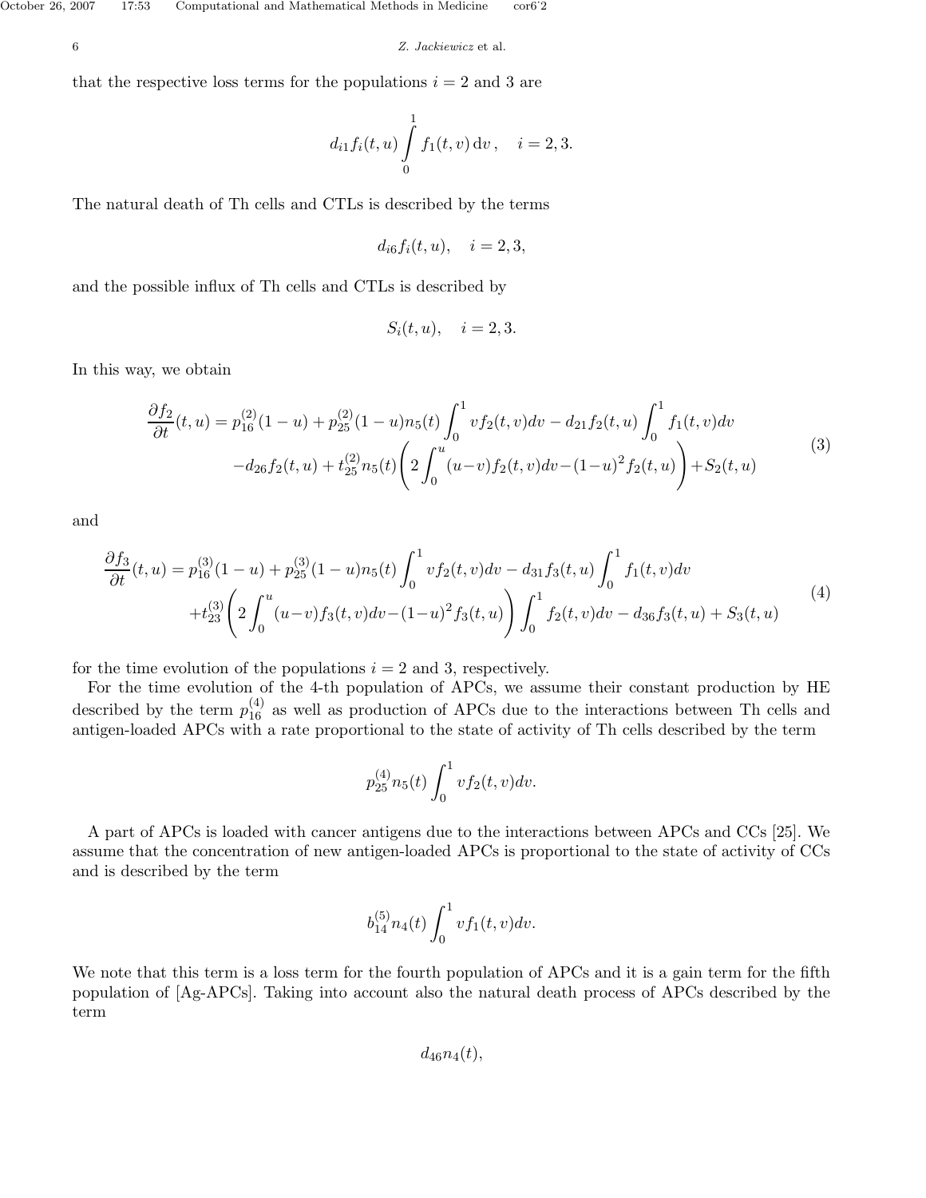that the respective loss terms for the populations $i = 2$ and $3$ are

$$d_{i1} f_i(t,u) \int_0^1 f_1(t,v)\,\mathrm{d}v\,, \quad i = 2, 3.$$

The natural death of Th cells and CTLs is described by the terms

$$d_{i6} f_i(t,u), \quad i = 2, 3,$$

and the possible influx of Th cells and CTLs is described by

$$S_i(t,u), \quad i = 2, 3.$$

In this way, we obtain

$$\begin{aligned}
\frac{\partial f_2}{\partial t}(t,u) = p_{16}^{(2)}(1-u) + p_{25}^{(2)}(1-u)n_5(t)\int_0^1 v f_2(t,v)dv - d_{21} f_2(t,u)\int_0^1 f_1(t,v)dv \\
- d_{26} f_2(t,u) + t_{25}^{(2)} n_5(t)\left(2\int_0^u (u-v) f_2(t,v)dv - (1-u)^2 f_2(t,u)\right) + S_2(t,u)
\end{aligned} \tag{3}$$

and

$$\begin{aligned}
\frac{\partial f_3}{\partial t}(t,u) = p_{16}^{(3)}(1-u) + p_{25}^{(3)}(1-u)n_5(t)\int_0^1 v f_2(t,v)dv - d_{31} f_3(t,u)\int_0^1 f_1(t,v)dv \\
+ t_{23}^{(3)}\left(2\int_0^u (u-v) f_3(t,v)dv - (1-u)^2 f_3(t,u)\right)\int_0^1 f_2(t,v)dv - d_{36} f_3(t,u) + S_3(t,u)
\end{aligned} \tag{4}$$

for the time evolution of the populations $i = 2$ and $3$, respectively.

For the time evolution of the 4-th population of APCs, we assume their constant production by HE described by the term $p_{16}^{(4)}$ as well as production of APCs due to the interactions between Th cells and antigen-loaded APCs with a rate proportional to the state of activity of Th cells described by the term

$$p_{25}^{(4)} n_5(t) \int_0^1 v f_2(t,v)dv.$$

A part of APCs is loaded with cancer antigens due to the interactions between APCs and CCs [25]. We assume that the concentration of new antigen-loaded APCs is proportional to the state of activity of CCs and is described by the term

$$b_{14}^{(5)} n_4(t) \int_0^1 v f_1(t,v)dv.$$

We note that this term is a loss term for the fourth population of APCs and it is a gain term for the fifth population of [Ag-APCs]. Taking into account also the natural death process of APCs described by the term

$$d_{46} n_4(t),$$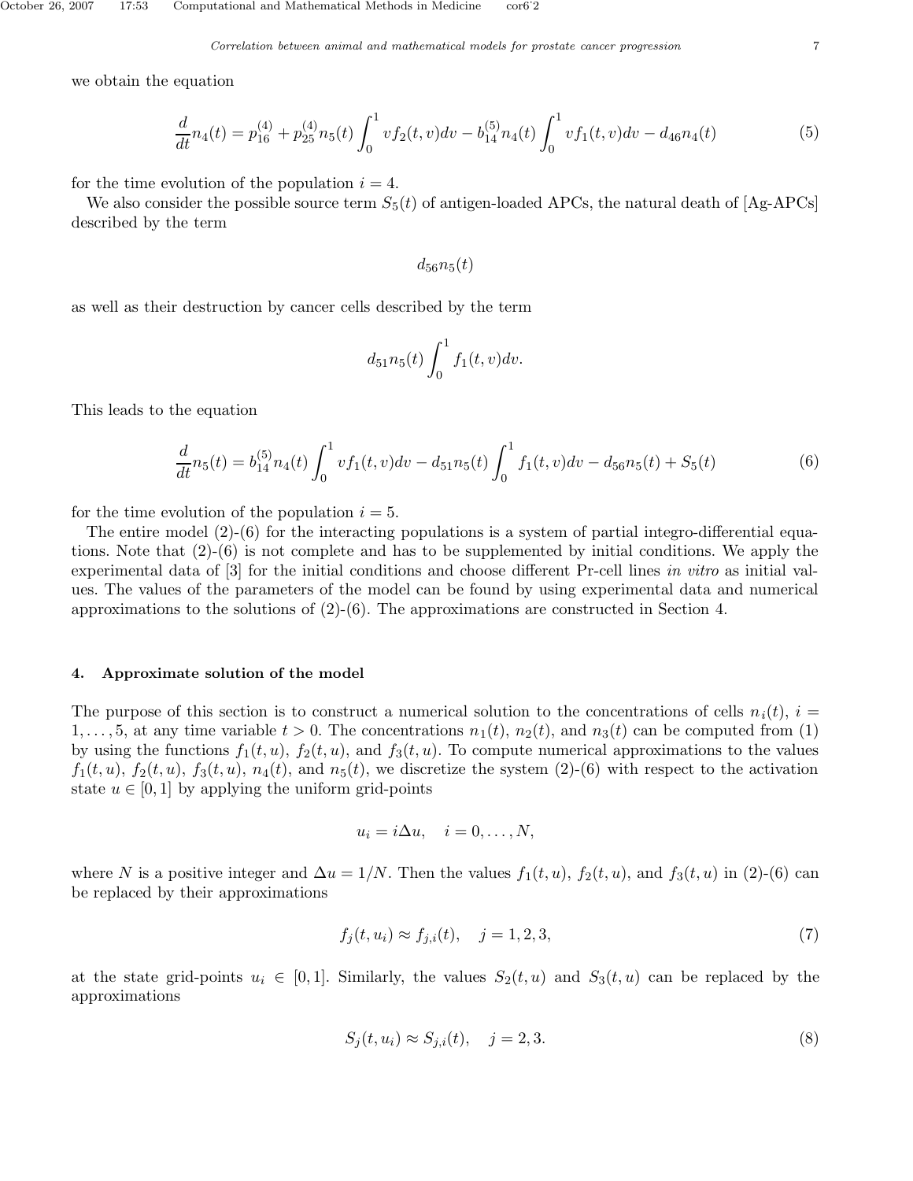we obtain the equation

$$\frac{d}{dt}n_4(t) = p_{16}^{(4)} + p_{25}^{(4)} n_5(t) \int_0^1 v f_2(t,v) dv - b_{14}^{(5)} n_4(t) \int_0^1 v f_1(t,v) dv - d_{46} n_4(t) \tag{5}$$

for the time evolution of the population $i = 4$.

We also consider the possible source term $S_5(t)$ of antigen-loaded APCs, the natural death of [Ag-APCs] described by the term

$$d_{56} n_5(t)$$

as well as their destruction by cancer cells described by the term

$$d_{51} n_5(t) \int_0^1 f_1(t,v) dv.$$

This leads to the equation

$$\frac{d}{dt}n_5(t) = b_{14}^{(5)} n_4(t) \int_0^1 v f_1(t,v) dv - d_{51} n_5(t) \int_0^1 f_1(t,v) dv - d_{56} n_5(t) + S_5(t) \tag{6}$$

for the time evolution of the population $i = 5$.

The entire model (2)-(6) for the interacting populations is a system of partial integro-differential equations. Note that (2)-(6) is not complete and has to be supplemented by initial conditions. We apply the experimental data of [3] for the initial conditions and choose different Pr-cell lines *in vitro* as initial values. The values of the parameters of the model can be found by using experimental data and numerical approximations to the solutions of (2)-(6). The approximations are constructed in Section 4.

## 4. Approximate solution of the model

The purpose of this section is to construct a numerical solution to the concentrations of cells $n_i(t)$, $i = 1, \ldots, 5$, at any time variable $t > 0$. The concentrations $n_1(t)$, $n_2(t)$, and $n_3(t)$ can be computed from (1) by using the functions $f_1(t,u)$, $f_2(t,u)$, and $f_3(t,u)$. To compute numerical approximations to the values $f_1(t,u)$, $f_2(t,u)$, $f_3(t,u)$, $n_4(t)$, and $n_5(t)$, we discretize the system (2)-(6) with respect to the activation state $u \in [0,1]$ by applying the uniform grid-points

$$u_i = i\Delta u, \quad i = 0, \ldots, N,$$

where $N$ is a positive integer and $\Delta u = 1/N$. Then the values $f_1(t,u)$, $f_2(t,u)$, and $f_3(t,u)$ in (2)-(6) can be replaced by their approximations

$$f_j(t, u_i) \approx f_{j,i}(t), \quad j = 1, 2, 3, \tag{7}$$

at the state grid-points $u_i \in [0,1]$. Similarly, the values $S_2(t,u)$ and $S_3(t,u)$ can be replaced by the approximations

$$S_j(t, u_i) \approx S_{j,i}(t), \quad j = 2, 3. \tag{8}$$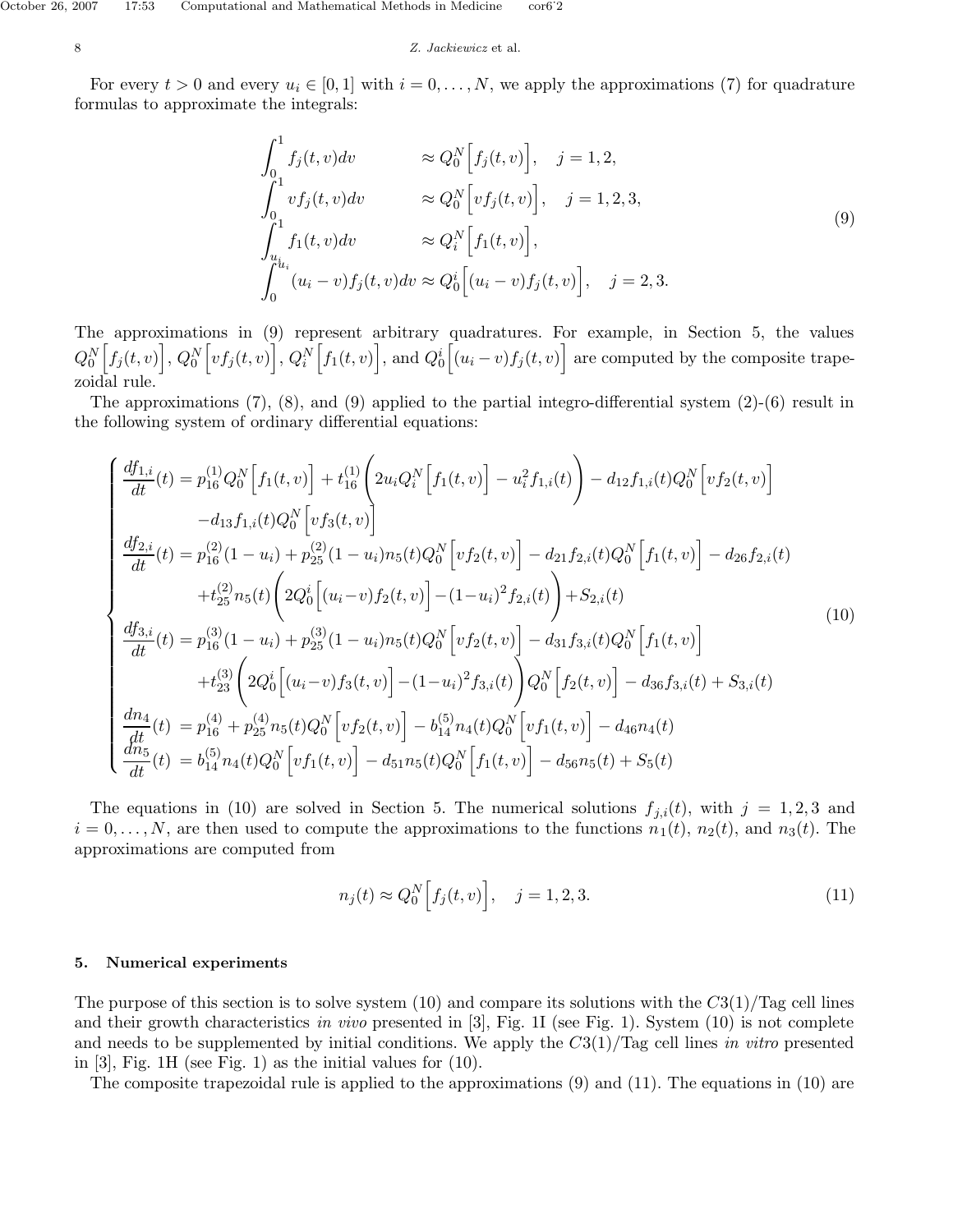For every $t > 0$ and every $u_i \in [0, 1]$ with $i = 0, \ldots, N$, we apply the approximations (7) for quadrature formulas to approximate the integrals:

$$
\begin{aligned}
\int_0^1 f_j(t,v)dv &\approx Q_0^N\Big[f_j(t,v)\Big], \quad j = 1,2,\\
\int_0^1 v f_j(t,v)dv &\approx Q_0^N\Big[v f_j(t,v)\Big], \quad j = 1,2,3,\\
\int_{u_i}^1 f_1(t,v)dv &\approx Q_i^N\Big[f_1(t,v)\Big],\\
\int_0^{u_i} (u_i - v) f_j(t,v)dv &\approx Q_0^i\Big[(u_i - v) f_j(t,v)\Big], \quad j = 2,3.
\end{aligned}
\tag{9}
$$

The approximations in (9) represent arbitrary quadratures. For example, in Section 5, the values $Q_0^N\Big[f_j(t,v)\Big]$, $Q_0^N\Big[v f_j(t,v)\Big]$, $Q_i^N\Big[f_1(t,v)\Big]$, and $Q_0^i\Big[(u_i - v) f_j(t,v)\Big]$ are computed by the composite trapezoidal rule.

The approximations (7), (8), and (9) applied to the partial integro-differential system (2)-(6) result in the following system of ordinary differential equations:

$$
\begin{cases}
\dfrac{df_{1,i}}{dt}(t) = p_{16}^{(1)} Q_0^N\Big[f_1(t,v)\Big] + t_{16}^{(1)}\left(2u_i Q_i^N\Big[f_1(t,v)\Big] - u_i^2 f_{1,i}(t)\right) - d_{12} f_{1,i}(t) Q_0^N\Big[v f_2(t,v)\Big] \\
\qquad\qquad - d_{13} f_{1,i}(t) Q_0^N\Big[v f_3(t,v)\Big] \\
\dfrac{df_{2,i}}{dt}(t) = p_{16}^{(2)}(1-u_i) + p_{25}^{(2)}(1-u_i) n_5(t) Q_0^N\Big[v f_2(t,v)\Big] - d_{21} f_{2,i}(t) Q_0^N\Big[f_1(t,v)\Big] - d_{26} f_{2,i}(t) \\
\qquad\qquad + t_{25}^{(2)} n_5(t)\left(2Q_0^i\Big[(u_i - v) f_2(t,v)\Big] - (1-u_i)^2 f_{2,i}(t)\right) + S_{2,i}(t) \\
\dfrac{df_{3,i}}{dt}(t) = p_{16}^{(3)}(1-u_i) + p_{25}^{(3)}(1-u_i) n_5(t) Q_0^N\Big[v f_2(t,v)\Big] - d_{31} f_{3,i}(t) Q_0^N\Big[f_1(t,v)\Big] \\
\qquad\qquad + t_{23}^{(3)}\left(2Q_0^i\Big[(u_i - v) f_3(t,v)\Big] - (1-u_i)^2 f_{3,i}(t)\right) Q_0^N\Big[f_2(t,v)\Big] - d_{36} f_{3,i}(t) + S_{3,i}(t) \\
\dfrac{dn_4}{dt}(t) = p_{16}^{(4)} + p_{25}^{(4)} n_5(t) Q_0^N\Big[v f_2(t,v)\Big] - b_{14}^{(5)} n_4(t) Q_0^N\Big[v f_1(t,v)\Big] - d_{46} n_4(t) \\
\dfrac{dn_5}{dt}(t) = b_{14}^{(5)} n_4(t) Q_0^N\Big[v f_1(t,v)\Big] - d_{51} n_5(t) Q_0^N\Big[f_1(t,v)\Big] - d_{56} n_5(t) + S_5(t)
\end{cases}
\tag{10}
$$

The equations in (10) are solved in Section 5. The numerical solutions $f_{j,i}(t)$, with $j = 1, 2, 3$ and $i = 0, \ldots, N$, are then used to compute the approximations to the functions $n_1(t)$, $n_2(t)$, and $n_3(t)$. The approximations are computed from

$$
n_j(t) \approx Q_0^N\Big[f_j(t,v)\Big], \quad j = 1,2,3. \tag{11}
$$

## 5. Numerical experiments

The purpose of this section is to solve system (10) and compare its solutions with the $C3(1)$/Tag cell lines and their growth characteristics *in vivo* presented in [3], Fig. 1I (see Fig. 1). System (10) is not complete and needs to be supplemented by initial conditions. We apply the $C3(1)$/Tag cell lines *in vitro* presented in [3], Fig. 1H (see Fig. 1) as the initial values for (10).

The composite trapezoidal rule is applied to the approximations (9) and (11). The equations in (10) are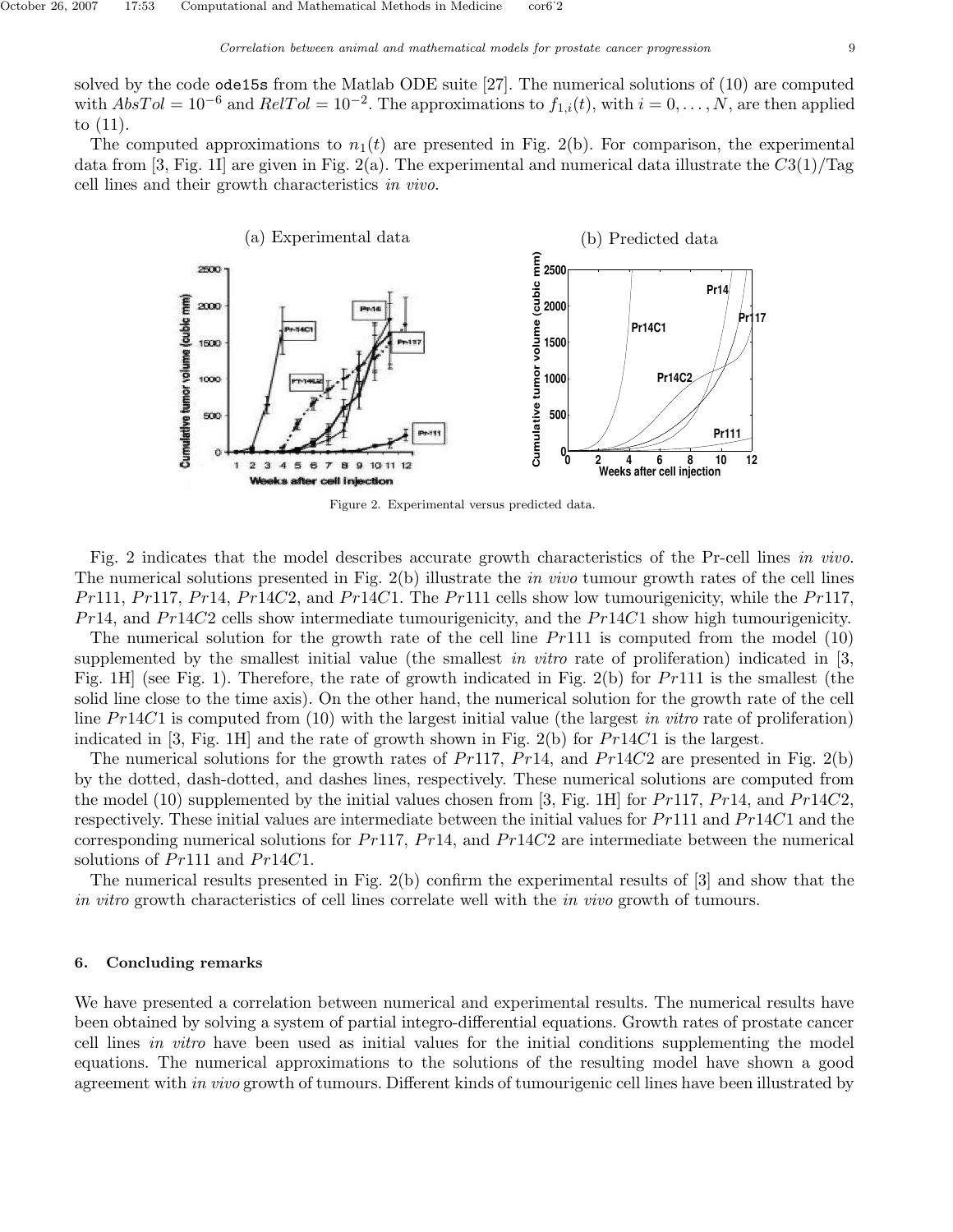solved by the code `ode15s` from the Matlab ODE suite [27]. The numerical solutions of (10) are computed with $AbsTol = 10^{-6}$ and $RelTol = 10^{-2}$. The approximations to $f_{1,i}(t)$, with $i = 0, \ldots, N$, are then applied to (11).

The computed approximations to $n_1(t)$ are presented in Fig. 2(b). For comparison, the experimental data from [3, Fig. 1I] are given in Fig. 2(a). The experimental and numerical data illustrate the $C3(1)$/Tag cell lines and their growth characteristics *in vivo*.

(a) Experimental data

(b) Predicted data

Figure 2. Experimental versus predicted data.

Fig. 2 indicates that the model describes accurate growth characteristics of the Pr-cell lines *in vivo*. The numerical solutions presented in Fig. 2(b) illustrate the *in vivo* tumour growth rates of the cell lines $Pr111$, $Pr117$, $Pr14$, $Pr14C2$, and $Pr14C1$. The $Pr111$ cells show low tumourigenicity, while the $Pr117$, $Pr14$, and $Pr14C2$ cells show intermediate tumourigenicity, and the $Pr14C1$ show high tumourigenicity.

The numerical solution for the growth rate of the cell line $Pr111$ is computed from the model (10) supplemented by the smallest initial value (the smallest *in vitro* rate of proliferation) indicated in [3, Fig. 1H] (see Fig. 1). Therefore, the rate of growth indicated in Fig. 2(b) for $Pr111$ is the smallest (the solid line close to the time axis). On the other hand, the numerical solution for the growth rate of the cell line $Pr14C1$ is computed from (10) with the largest initial value (the largest *in vitro* rate of proliferation) indicated in [3, Fig. 1H] and the rate of growth shown in Fig. 2(b) for $Pr14C1$ is the largest.

The numerical solutions for the growth rates of $Pr117$, $Pr14$, and $Pr14C2$ are presented in Fig. 2(b) by the dotted, dash-dotted, and dashes lines, respectively. These numerical solutions are computed from the model (10) supplemented by the initial values chosen from [3, Fig. 1H] for $Pr117$, $Pr14$, and $Pr14C2$, respectively. These initial values are intermediate between the initial values for $Pr111$ and $Pr14C1$ and the corresponding numerical solutions for $Pr117$, $Pr14$, and $Pr14C2$ are intermediate between the numerical solutions of $Pr111$ and $Pr14C1$.

The numerical results presented in Fig. 2(b) confirm the experimental results of [3] and show that the *in vitro* growth characteristics of cell lines correlate well with the *in vivo* growth of tumours.

## 6. Concluding remarks

We have presented a correlation between numerical and experimental results. The numerical results have been obtained by solving a system of partial integro-differential equations. Growth rates of prostate cancer cell lines *in vitro* have been used as initial values for the initial conditions supplementing the model equations. The numerical approximations to the solutions of the resulting model have shown a good agreement with *in vivo* growth of tumours. Different kinds of tumourigenic cell lines have been illustrated by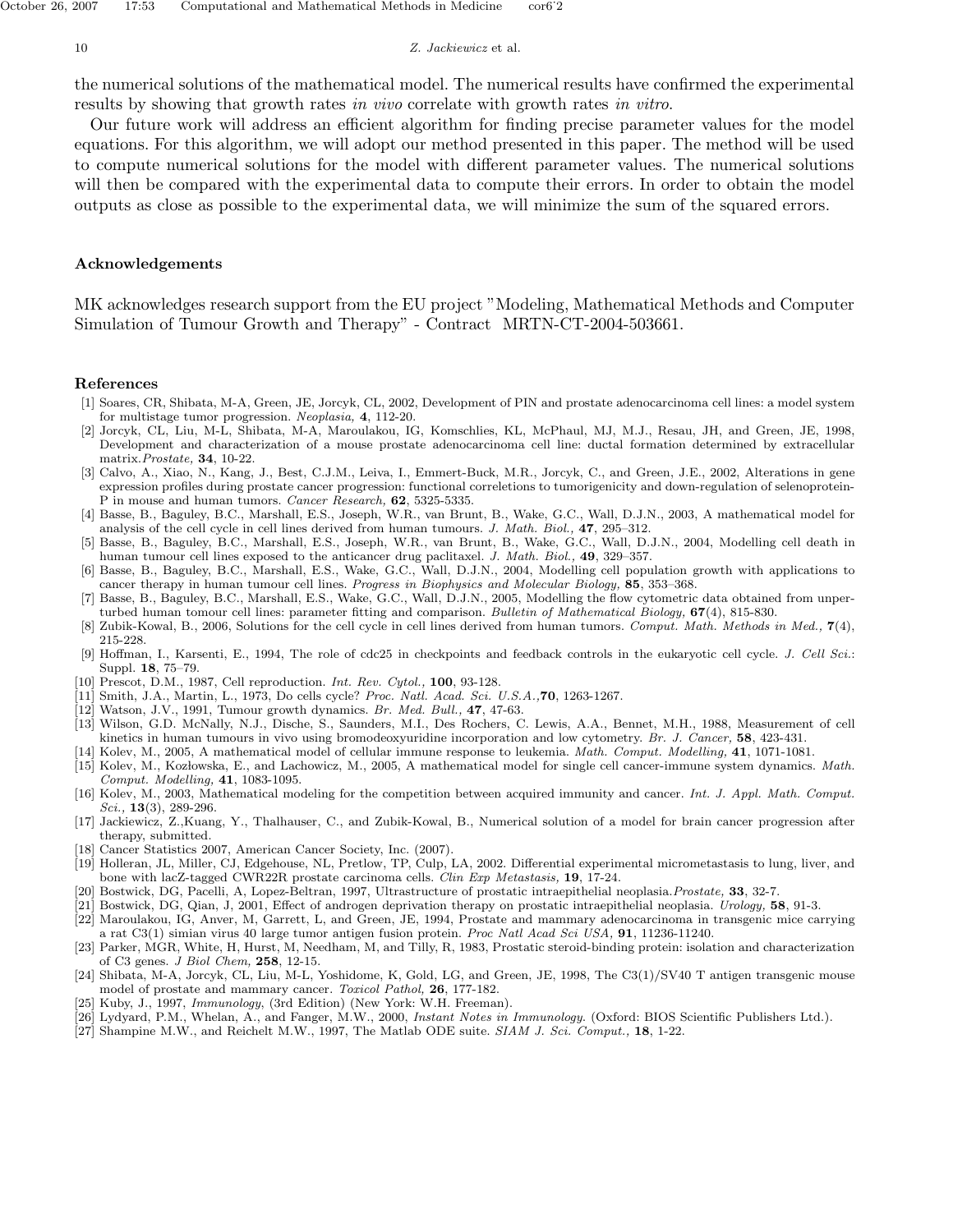the numerical solutions of the mathematical model. The numerical results have confirmed the experimental results by showing that growth rates *in vivo* correlate with growth rates *in vitro*.

Our future work will address an efficient algorithm for finding precise parameter values for the model equations. For this algorithm, we will adopt our method presented in this paper. The method will be used to compute numerical solutions for the model with different parameter values. The numerical solutions will then be compared with the experimental data to compute their errors. In order to obtain the model outputs as close as possible to the experimental data, we will minimize the sum of the squared errors.

## Acknowledgements

MK acknowledges research support from the EU project "Modeling, Mathematical Methods and Computer Simulation of Tumour Growth and Therapy" - Contract MRTN-CT-2004-503661.

## References

[1] Soares, CR, Shibata, M-A, Green, JE, Jorcyk, CL, 2002, Development of PIN and prostate adenocarcinoma cell lines: a model system for multistage tumor progression. *Neoplasia,* **4**, 112-20.

[2] Jorcyk, CL, Liu, M-L, Shibata, M-A, Maroulakou, IG, Komschlies, KL, McPhaul, MJ, M.J., Resau, JH, and Green, JE, 1998, Development and characterization of a mouse prostate adenocarcinoma cell line: ductal formation determined by extracellular matrix.*Prostate,* **34**, 10-22.

[3] Calvo, A., Xiao, N., Kang, J., Best, C.J.M., Leiva, I., Emmert-Buck, M.R., Jorcyk, C., and Green, J.E., 2002, Alterations in gene expression profiles during prostate cancer progression: functional correletions to tumorigenicity and down-regulation of selenoprotein-P in mouse and human tumors. *Cancer Research,* **62**, 5325-5335.

[4] Basse, B., Baguley, B.C., Marshall, E.S., Joseph, W.R., van Brunt, B., Wake, G.C., Wall, D.J.N., 2003, A mathematical model for analysis of the cell cycle in cell lines derived from human tumours. *J. Math. Biol.,* **47**, 295–312.

[5] Basse, B., Baguley, B.C., Marshall, E.S., Joseph, W.R., van Brunt, B., Wake, G.C., Wall, D.J.N., 2004, Modelling cell death in human tumour cell lines exposed to the anticancer drug paclitaxel. *J. Math. Biol.,* **49**, 329–357.

[6] Basse, B., Baguley, B.C., Marshall, E.S., Wake, G.C., Wall, D.J.N., 2004, Modelling cell population growth with applications to cancer therapy in human tumour cell lines. *Progress in Biophysics and Molecular Biology,* **85**, 353–368.

[7] Basse, B., Baguley, B.C., Marshall, E.S., Wake, G.C., Wall, D.J.N., 2005, Modelling the flow cytometric data obtained from unperturbed human tomour cell lines: parameter fitting and comparison. *Bulletin of Mathematical Biology,* **67**(4), 815-830.

[8] Zubik-Kowal, B., 2006, Solutions for the cell cycle in cell lines derived from human tumors. *Comput. Math. Methods in Med.,* **7**(4), 215-228.

[9] Hoffman, I., Karsenti, E., 1994, The role of cdc25 in checkpoints and feedback controls in the eukaryotic cell cycle. *J. Cell Sci.*: Suppl. **18**, 75–79.

[10] Prescot, D.M., 1987, Cell reproduction. *Int. Rev. Cytol.,* **100**, 93-128.

[11] Smith, J.A., Martin, L., 1973, Do cells cycle? *Proc. Natl. Acad. Sci. U.S.A.,***70**, 1263-1267.

[12] Watson, J.V., 1991, Tumour growth dynamics. *Br. Med. Bull.,* **47**, 47-63.

[13] Wilson, G.D. McNally, N.J., Dische, S., Saunders, M.I., Des Rochers, C. Lewis, A.A., Bennet, M.H., 1988, Measurement of cell kinetics in human tumours in vivo using bromodeoxyuridine incorporation and low cytometry. *Br. J. Cancer,* **58**, 423-431.

[14] Kolev, M., 2005, A mathematical model of cellular immune response to leukemia. *Math. Comput. Modelling,* **41**, 1071-1081.

[15] Kolev, M., Kozłowska, E., and Lachowicz, M., 2005, A mathematical model for single cell cancer-immune system dynamics. *Math. Comput. Modelling,* **41**, 1083-1095.

[16] Kolev, M., 2003, Mathematical modeling for the competition between acquired immunity and cancer. *Int. J. Appl. Math. Comput. Sci.,* **13**(3), 289-296.

[17] Jackiewicz, Z.,Kuang, Y., Thalhauser, C., and Zubik-Kowal, B., Numerical solution of a model for brain cancer progression after therapy, submitted.

[18] Cancer Statistics 2007, American Cancer Society, Inc. (2007).

[19] Holleran, JL, Miller, CJ, Edgehouse, NL, Pretlow, TP, Culp, LA, 2002. Differential experimental micrometastasis to lung, liver, and bone with lacZ-tagged CWR22R prostate carcinoma cells. *Clin Exp Metastasis,* **19**, 17-24.

[20] Bostwick, DG, Pacelli, A, Lopez-Beltran, 1997, Ultrastructure of prostatic intraepithelial neoplasia.*Prostate,* **33**, 32-7.

[21] Bostwick, DG, Qian, J, 2001, Effect of androgen deprivation therapy on prostatic intraepithelial neoplasia. *Urology,* **58**, 91-3.

[22] Maroulakou, IG, Anver, M, Garrett, L, and Green, JE, 1994, Prostate and mammary adenocarcinoma in transgenic mice carrying a rat C3(1) simian virus 40 large tumor antigen fusion protein. *Proc Natl Acad Sci USA,* **91**, 11236-11240.

[23] Parker, MGR, White, H, Hurst, M, Needham, M, and Tilly, R, 1983, Prostatic steroid-binding protein: isolation and characterization of C3 genes. *J Biol Chem,* **258**, 12-15.

[24] Shibata, M-A, Jorcyk, CL, Liu, M-L, Yoshidome, K, Gold, LG, and Green, JE, 1998, The C3(1)/SV40 T antigen transgenic mouse model of prostate and mammary cancer. *Toxicol Pathol,* **26**, 177-182.

[25] Kuby, J., 1997, *Immunology,* (3rd Edition) (New York: W.H. Freeman).

[26] Lydyard, P.M., Whelan, A., and Fanger, M.W., 2000, *Instant Notes in Immunology.* (Oxford: BIOS Scientific Publishers Ltd.).

[27] Shampine M.W., and Reichelt M.W., 1997, The Matlab ODE suite. *SIAM J. Sci. Comput.,* **18**, 1-22.